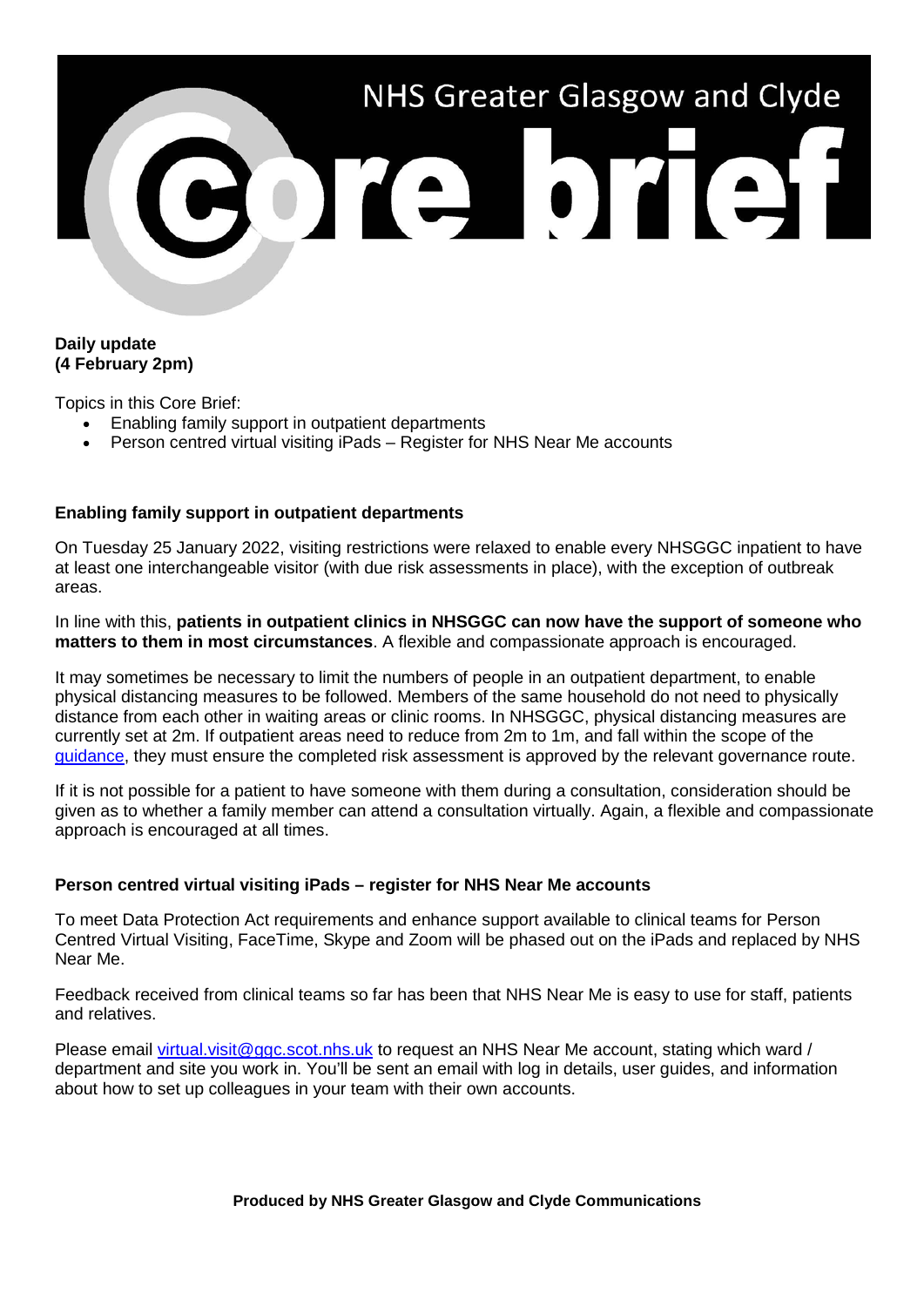# NHS Greater Glasgow and Clyde Core brief

**Daily update**
**(4 February 2pm)**

Topics in this Core Brief:

- Enabling family support in outpatient departments
- Person centred virtual visiting iPads – Register for NHS Near Me accounts

## Enabling family support in outpatient departments

On Tuesday 25 January 2022, visiting restrictions were relaxed to enable every NHSGGC inpatient to have at least one interchangeable visitor (with due risk assessments in place), with the exception of outbreak areas.

In line with this, **patients in outpatient clinics in NHSGGC can now have the support of someone who matters to them in most circumstances**. A flexible and compassionate approach is encouraged.

It may sometimes be necessary to limit the numbers of people in an outpatient department, to enable physical distancing measures to be followed. Members of the same household do not need to physically distance from each other in waiting areas or clinic rooms. In NHSGGC, physical distancing measures are currently set at 2m. If outpatient areas need to reduce from 2m to 1m, and fall within the scope of the guidance, they must ensure the completed risk assessment is approved by the relevant governance route.

If it is not possible for a patient to have someone with them during a consultation, consideration should be given as to whether a family member can attend a consultation virtually. Again, a flexible and compassionate approach is encouraged at all times.

## Person centred virtual visiting iPads – register for NHS Near Me accounts

To meet Data Protection Act requirements and enhance support available to clinical teams for Person Centred Virtual Visiting, FaceTime, Skype and Zoom will be phased out on the iPads and replaced by NHS Near Me.

Feedback received from clinical teams so far has been that NHS Near Me is easy to use for staff, patients and relatives.

Please email virtual.visit@ggc.scot.nhs.uk to request an NHS Near Me account, stating which ward / department and site you work in. You'll be sent an email with log in details, user guides, and information about how to set up colleagues in your team with their own accounts.

**Produced by NHS Greater Glasgow and Clyde Communications**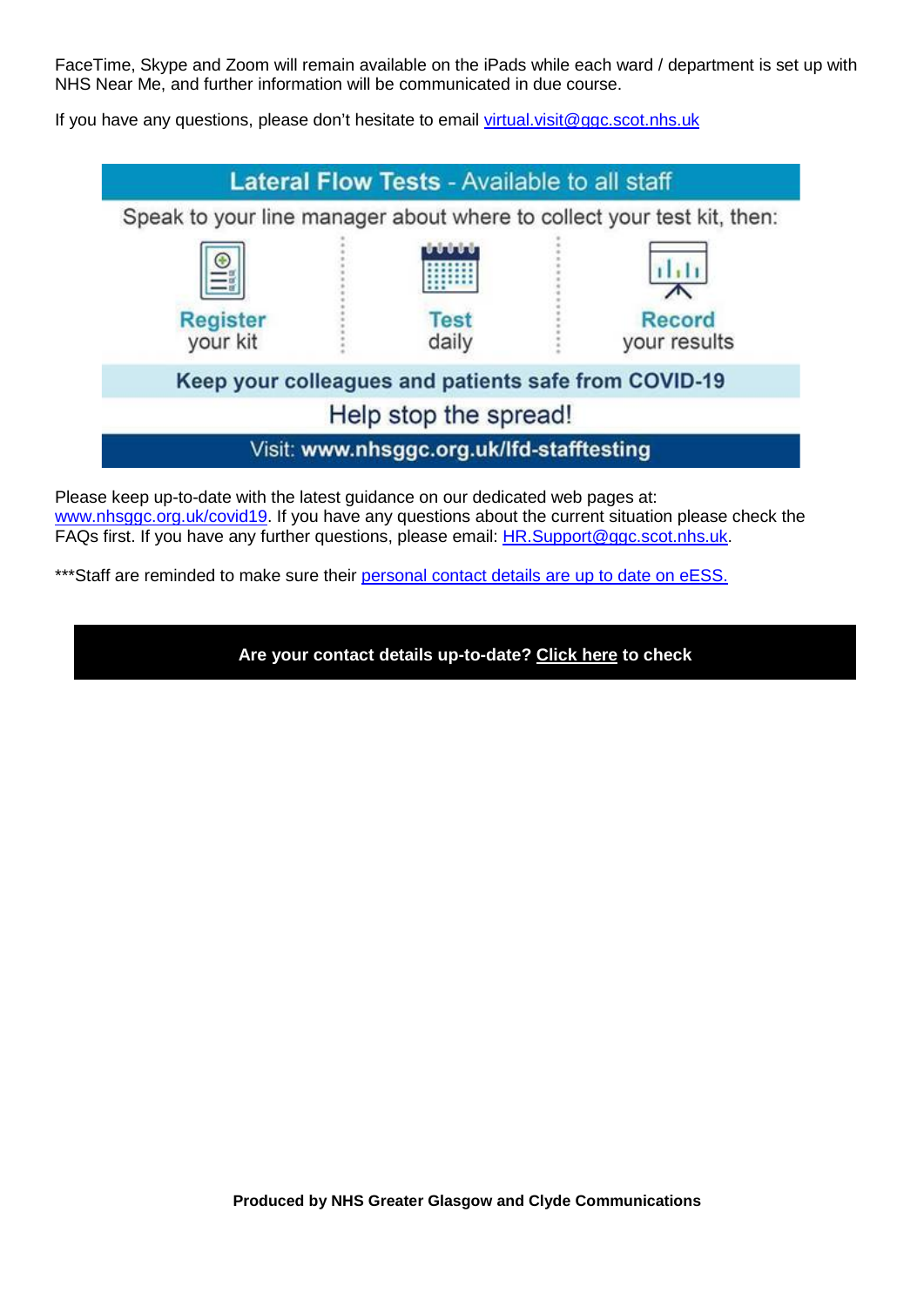FaceTime, Skype and Zoom will remain available on the iPads while each ward / department is set up with NHS Near Me, and further information will be communicated in due course.

If you have any questions, please don't hesitate to email virtual.visit@ggc.scot.nhs.uk

**Lateral Flow Tests** - Available to all staff

Speak to your line manager about where to collect your test kit, then:

**Register** your kit

**Test** daily

**Record** your results

**Keep your colleagues and patients safe from COVID-19**

Help stop the spread!

Visit: **www.nhsggc.org.uk/lfd-stafftesting**

Please keep up-to-date with the latest guidance on our dedicated web pages at: www.nhsggc.org.uk/covid19. If you have any questions about the current situation please check the FAQs first. If you have any further questions, please email: HR.Support@ggc.scot.nhs.uk.

***Staff are reminded to make sure their personal contact details are up to date on eESS.

**Are your contact details up-to-date? Click here to check**

**Produced by NHS Greater Glasgow and Clyde Communications**